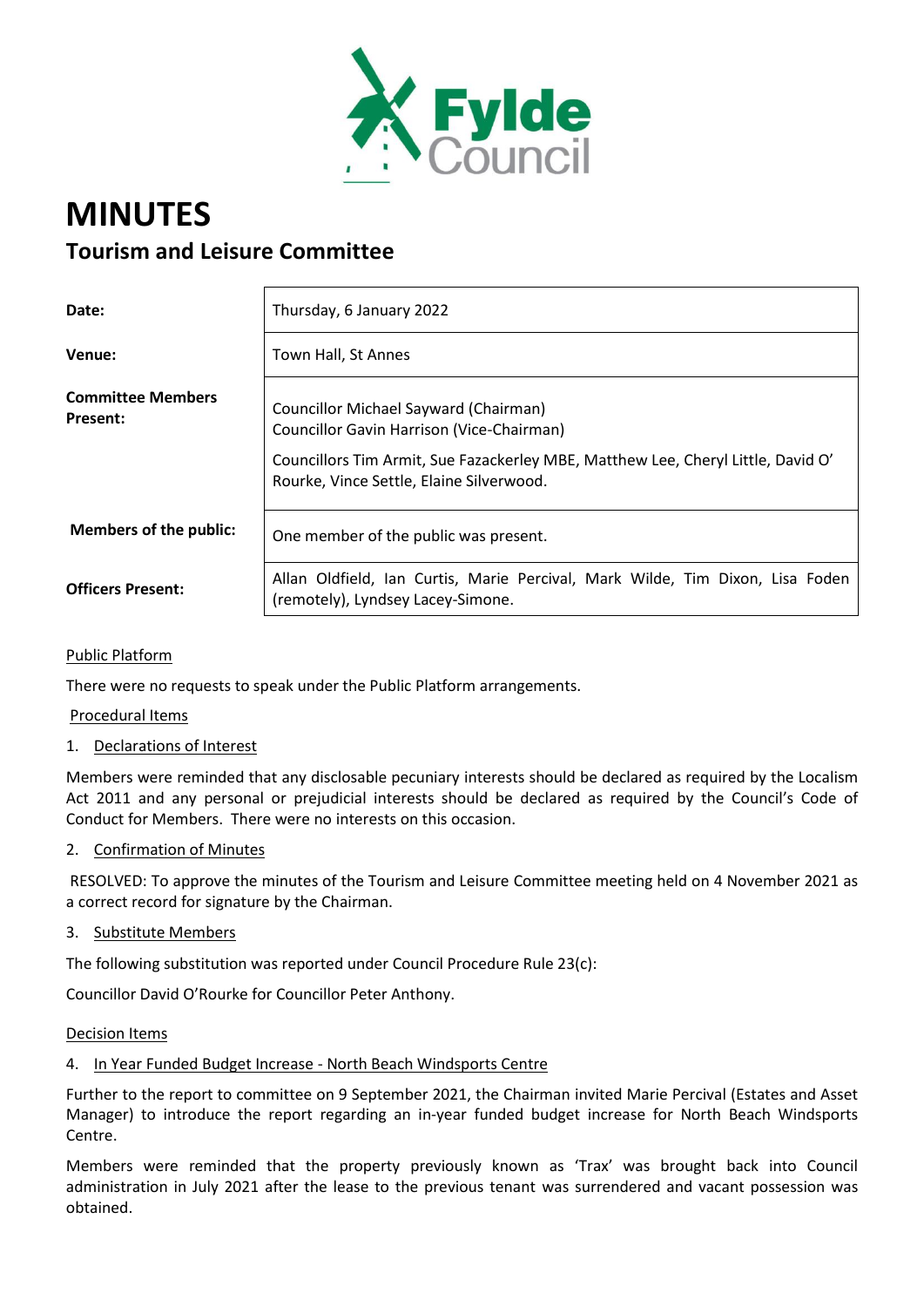Fylde Council

# MINUTES

## Tourism and Leisure Committee

| | |
|---|---|
| **Date:** | Thursday, 6 January 2022 |
| **Venue:** | Town Hall, St Annes |
| **Committee Members Present:** | Councillor Michael Sayward (Chairman)<br>Councillor Gavin Harrison (Vice-Chairman)<br>Councillors Tim Armit, Sue Fazackerley MBE, Matthew Lee, Cheryl Little, David O' Rourke, Vince Settle, Elaine Silverwood. |
| **Members of the public:** | One member of the public was present. |
| **Officers Present:** | Allan Oldfield, Ian Curtis, Marie Percival, Mark Wilde, Tim Dixon, Lisa Foden (remotely), Lyndsey Lacey-Simone. |

Public Platform

There were no requests to speak under the Public Platform arrangements.

Procedural Items

1. Declarations of Interest

Members were reminded that any disclosable pecuniary interests should be declared as required by the Localism Act 2011 and any personal or prejudicial interests should be declared as required by the Council's Code of Conduct for Members. There were no interests on this occasion.

2. Confirmation of Minutes

RESOLVED: To approve the minutes of the Tourism and Leisure Committee meeting held on 4 November 2021 as a correct record for signature by the Chairman.

3. Substitute Members

The following substitution was reported under Council Procedure Rule 23(c):

Councillor David O'Rourke for Councillor Peter Anthony.

Decision Items

4. In Year Funded Budget Increase - North Beach Windsports Centre

Further to the report to committee on 9 September 2021, the Chairman invited Marie Percival (Estates and Asset Manager) to introduce the report regarding an in-year funded budget increase for North Beach Windsports Centre.

Members were reminded that the property previously known as 'Trax' was brought back into Council administration in July 2021 after the lease to the previous tenant was surrendered and vacant possession was obtained.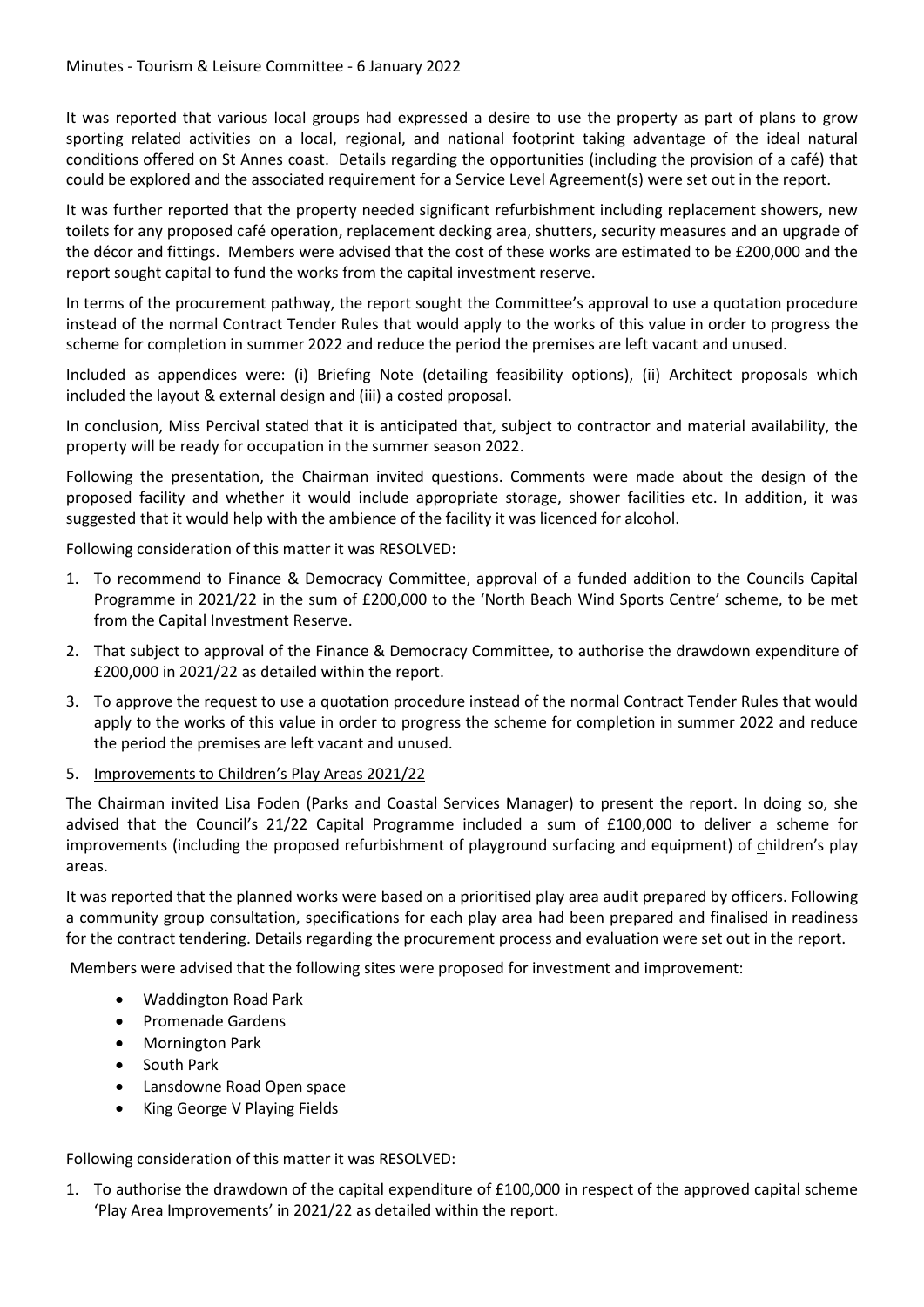It was reported that various local groups had expressed a desire to use the property as part of plans to grow sporting related activities on a local, regional, and national footprint taking advantage of the ideal natural conditions offered on St Annes coast. Details regarding the opportunities (including the provision of a café) that could be explored and the associated requirement for a Service Level Agreement(s) were set out in the report.

It was further reported that the property needed significant refurbishment including replacement showers, new toilets for any proposed café operation, replacement decking area, shutters, security measures and an upgrade of the décor and fittings. Members were advised that the cost of these works are estimated to be £200,000 and the report sought capital to fund the works from the capital investment reserve.

In terms of the procurement pathway, the report sought the Committee's approval to use a quotation procedure instead of the normal Contract Tender Rules that would apply to the works of this value in order to progress the scheme for completion in summer 2022 and reduce the period the premises are left vacant and unused.

Included as appendices were: (i) Briefing Note (detailing feasibility options), (ii) Architect proposals which included the layout & external design and (iii) a costed proposal.

In conclusion, Miss Percival stated that it is anticipated that, subject to contractor and material availability, the property will be ready for occupation in the summer season 2022.

Following the presentation, the Chairman invited questions. Comments were made about the design of the proposed facility and whether it would include appropriate storage, shower facilities etc. In addition, it was suggested that it would help with the ambience of the facility it was licenced for alcohol.

Following consideration of this matter it was RESOLVED:

1. To recommend to Finance & Democracy Committee, approval of a funded addition to the Councils Capital Programme in 2021/22 in the sum of £200,000 to the 'North Beach Wind Sports Centre' scheme, to be met from the Capital Investment Reserve.
2. That subject to approval of the Finance & Democracy Committee, to authorise the drawdown expenditure of £200,000 in 2021/22 as detailed within the report.
3. To approve the request to use a quotation procedure instead of the normal Contract Tender Rules that would apply to the works of this value in order to progress the scheme for completion in summer 2022 and reduce the period the premises are left vacant and unused.

5. Improvements to Children's Play Areas 2021/22

The Chairman invited Lisa Foden (Parks and Coastal Services Manager) to present the report. In doing so, she advised that the Council's 21/22 Capital Programme included a sum of £100,000 to deliver a scheme for improvements (including the proposed refurbishment of playground surfacing and equipment) of children's play areas.

It was reported that the planned works were based on a prioritised play area audit prepared by officers. Following a community group consultation, specifications for each play area had been prepared and finalised in readiness for the contract tendering. Details regarding the procurement process and evaluation were set out in the report.

Members were advised that the following sites were proposed for investment and improvement:

- Waddington Road Park
- Promenade Gardens
- Mornington Park
- South Park
- Lansdowne Road Open space
- King George V Playing Fields

Following consideration of this matter it was RESOLVED:

1. To authorise the drawdown of the capital expenditure of £100,000 in respect of the approved capital scheme 'Play Area Improvements' in 2021/22 as detailed within the report.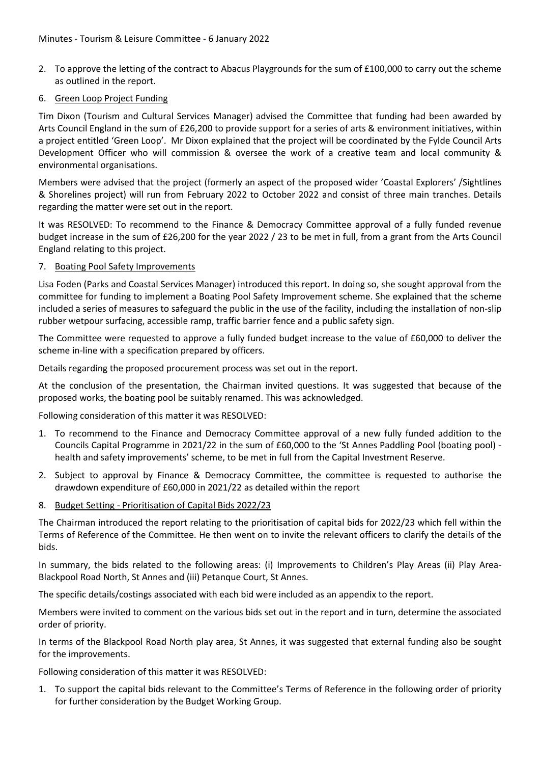2. To approve the letting of the contract to Abacus Playgrounds for the sum of £100,000 to carry out the scheme as outlined in the report.

6. Green Loop Project Funding

Tim Dixon (Tourism and Cultural Services Manager) advised the Committee that funding had been awarded by Arts Council England in the sum of £26,200 to provide support for a series of arts & environment initiatives, within a project entitled 'Green Loop'. Mr Dixon explained that the project will be coordinated by the Fylde Council Arts Development Officer who will commission & oversee the work of a creative team and local community & environmental organisations.

Members were advised that the project (formerly an aspect of the proposed wider 'Coastal Explorers' /Sightlines & Shorelines project) will run from February 2022 to October 2022 and consist of three main tranches. Details regarding the matter were set out in the report.

It was RESOLVED: To recommend to the Finance & Democracy Committee approval of a fully funded revenue budget increase in the sum of £26,200 for the year 2022 / 23 to be met in full, from a grant from the Arts Council England relating to this project.

7. Boating Pool Safety Improvements

Lisa Foden (Parks and Coastal Services Manager) introduced this report. In doing so, she sought approval from the committee for funding to implement a Boating Pool Safety Improvement scheme. She explained that the scheme included a series of measures to safeguard the public in the use of the facility, including the installation of non-slip rubber wetpour surfacing, accessible ramp, traffic barrier fence and a public safety sign.

The Committee were requested to approve a fully funded budget increase to the value of £60,000 to deliver the scheme in-line with a specification prepared by officers.

Details regarding the proposed procurement process was set out in the report.

At the conclusion of the presentation, the Chairman invited questions. It was suggested that because of the proposed works, the boating pool be suitably renamed. This was acknowledged.

Following consideration of this matter it was RESOLVED:

1. To recommend to the Finance and Democracy Committee approval of a new fully funded addition to the Councils Capital Programme in 2021/22 in the sum of £60,000 to the 'St Annes Paddling Pool (boating pool) - health and safety improvements' scheme, to be met in full from the Capital Investment Reserve.
2. Subject to approval by Finance & Democracy Committee, the committee is requested to authorise the drawdown expenditure of £60,000 in 2021/22 as detailed within the report

8. Budget Setting - Prioritisation of Capital Bids 2022/23

The Chairman introduced the report relating to the prioritisation of capital bids for 2022/23 which fell within the Terms of Reference of the Committee. He then went on to invite the relevant officers to clarify the details of the bids.

In summary, the bids related to the following areas: (i) Improvements to Children's Play Areas (ii) Play Area- Blackpool Road North, St Annes and (iii) Petanque Court, St Annes.

The specific details/costings associated with each bid were included as an appendix to the report.

Members were invited to comment on the various bids set out in the report and in turn, determine the associated order of priority.

In terms of the Blackpool Road North play area, St Annes, it was suggested that external funding also be sought for the improvements.

Following consideration of this matter it was RESOLVED:

1. To support the capital bids relevant to the Committee's Terms of Reference in the following order of priority for further consideration by the Budget Working Group.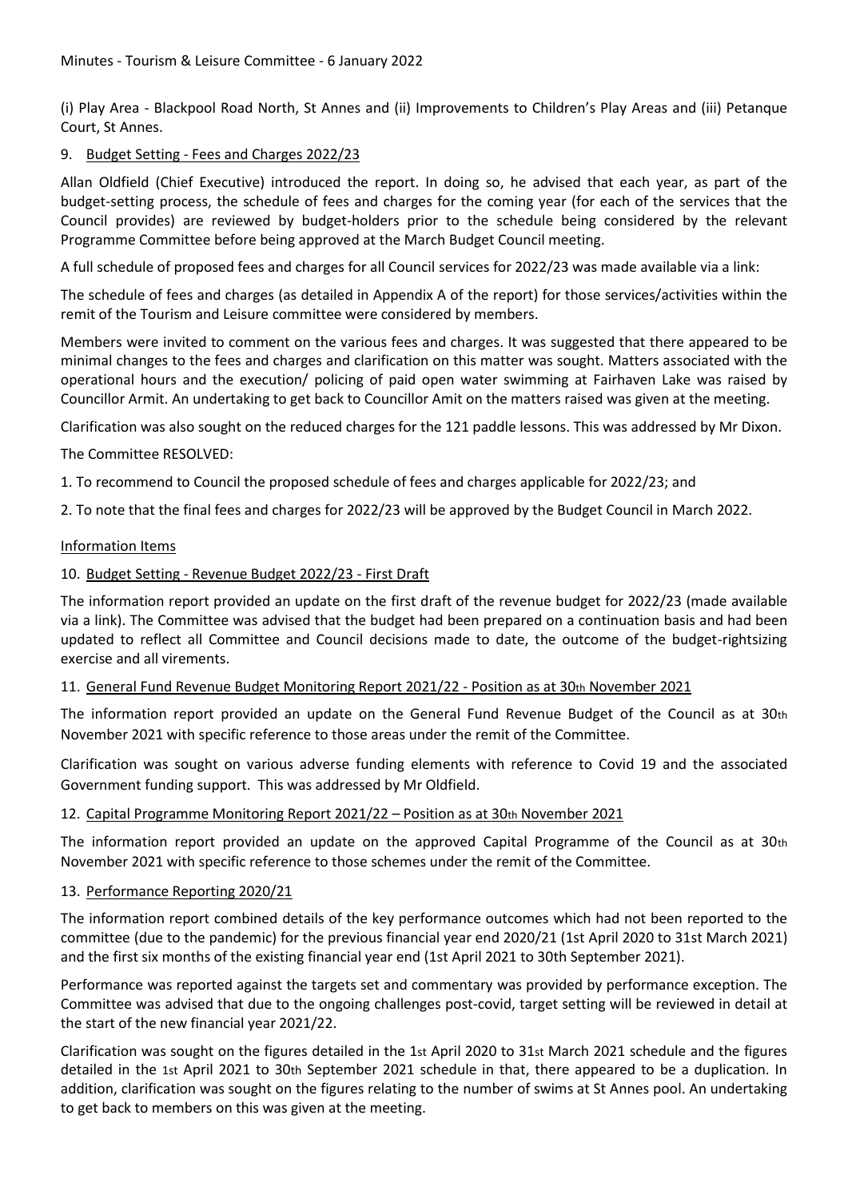(i) Play Area - Blackpool Road North, St Annes and (ii) Improvements to Children's Play Areas and (iii) Petanque Court, St Annes.

9. Budget Setting - Fees and Charges 2022/23

Allan Oldfield (Chief Executive) introduced the report. In doing so, he advised that each year, as part of the budget-setting process, the schedule of fees and charges for the coming year (for each of the services that the Council provides) are reviewed by budget-holders prior to the schedule being considered by the relevant Programme Committee before being approved at the March Budget Council meeting.

A full schedule of proposed fees and charges for all Council services for 2022/23 was made available via a link:

The schedule of fees and charges (as detailed in Appendix A of the report) for those services/activities within the remit of the Tourism and Leisure committee were considered by members.

Members were invited to comment on the various fees and charges. It was suggested that there appeared to be minimal changes to the fees and charges and clarification on this matter was sought. Matters associated with the operational hours and the execution/ policing of paid open water swimming at Fairhaven Lake was raised by Councillor Armit. An undertaking to get back to Councillor Amit on the matters raised was given at the meeting.

Clarification was also sought on the reduced charges for the 121 paddle lessons. This was addressed by Mr Dixon.

The Committee RESOLVED:

1. To recommend to Council the proposed schedule of fees and charges applicable for 2022/23; and

2. To note that the final fees and charges for 2022/23 will be approved by the Budget Council in March 2022.

Information Items

10. Budget Setting - Revenue Budget 2022/23 - First Draft

The information report provided an update on the first draft of the revenue budget for 2022/23 (made available via a link). The Committee was advised that the budget had been prepared on a continuation basis and had been updated to reflect all Committee and Council decisions made to date, the outcome of the budget-rightsizing exercise and all virements.

11. General Fund Revenue Budget Monitoring Report 2021/22 - Position as at 30th November 2021

The information report provided an update on the General Fund Revenue Budget of the Council as at 30th November 2021 with specific reference to those areas under the remit of the Committee.

Clarification was sought on various adverse funding elements with reference to Covid 19 and the associated Government funding support. This was addressed by Mr Oldfield.

12. Capital Programme Monitoring Report 2021/22 – Position as at 30th November 2021

The information report provided an update on the approved Capital Programme of the Council as at 30th November 2021 with specific reference to those schemes under the remit of the Committee.

13. Performance Reporting 2020/21

The information report combined details of the key performance outcomes which had not been reported to the committee (due to the pandemic) for the previous financial year end 2020/21 (1st April 2020 to 31st March 2021) and the first six months of the existing financial year end (1st April 2021 to 30th September 2021).

Performance was reported against the targets set and commentary was provided by performance exception. The Committee was advised that due to the ongoing challenges post-covid, target setting will be reviewed in detail at the start of the new financial year 2021/22.

Clarification was sought on the figures detailed in the 1st April 2020 to 31st March 2021 schedule and the figures detailed in the 1st April 2021 to 30th September 2021 schedule in that, there appeared to be a duplication. In addition, clarification was sought on the figures relating to the number of swims at St Annes pool. An undertaking to get back to members on this was given at the meeting.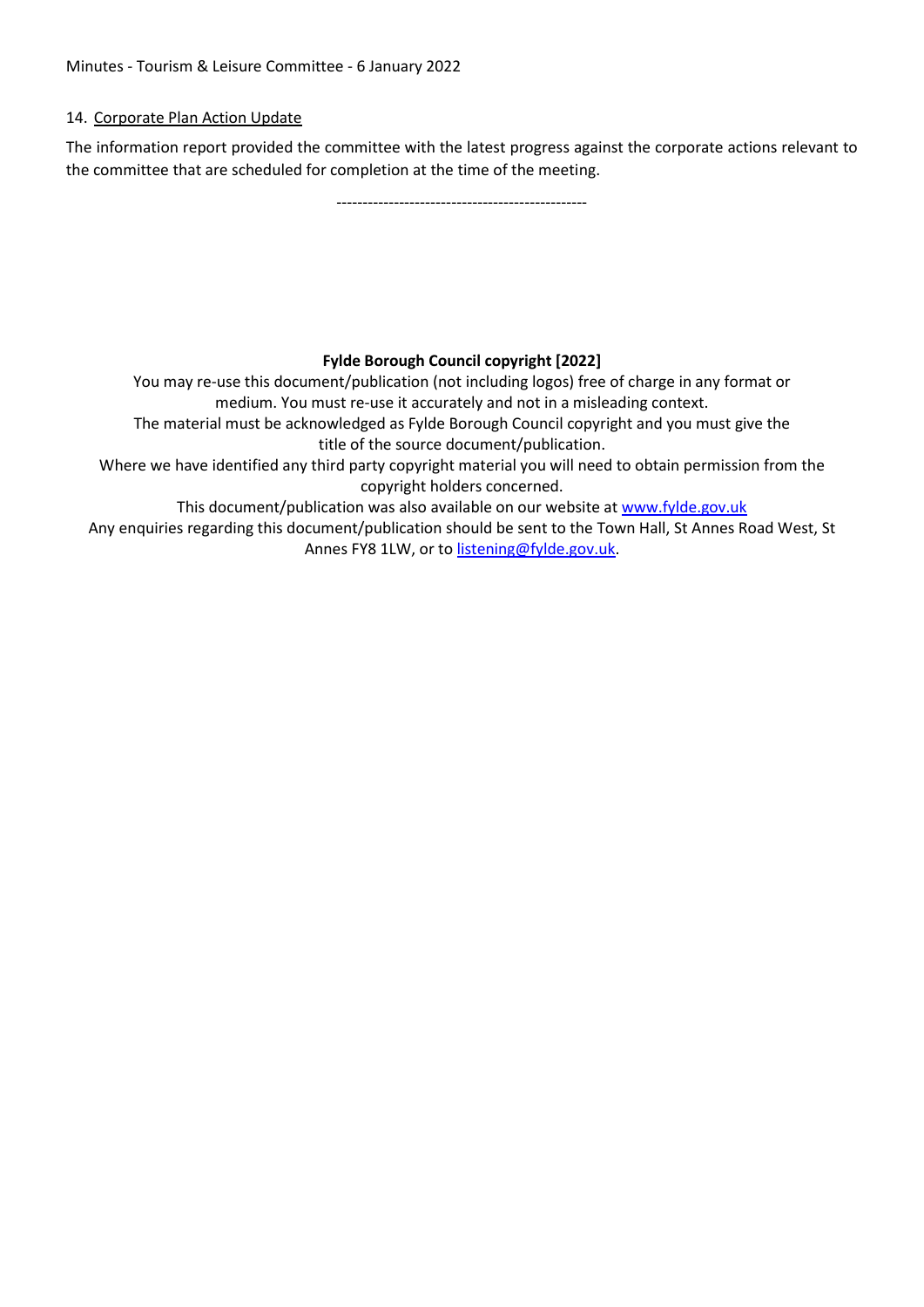14. Corporate Plan Action Update

The information report provided the committee with the latest progress against the corporate actions relevant to the committee that are scheduled for completion at the time of the meeting.

-----------------------------------------------

**Fylde Borough Council copyright [2022]**

You may re-use this document/publication (not including logos) free of charge in any format or medium. You must re-use it accurately and not in a misleading context.

The material must be acknowledged as Fylde Borough Council copyright and you must give the title of the source document/publication.

Where we have identified any third party copyright material you will need to obtain permission from the copyright holders concerned.

This document/publication was also available on our website at [www.fylde.gov.uk](http://www.fylde.gov.uk)

Any enquiries regarding this document/publication should be sent to the Town Hall, St Annes Road West, St Annes FY8 1LW, or to [listening@fylde.gov.uk](mailto:listening@fylde.gov.uk).